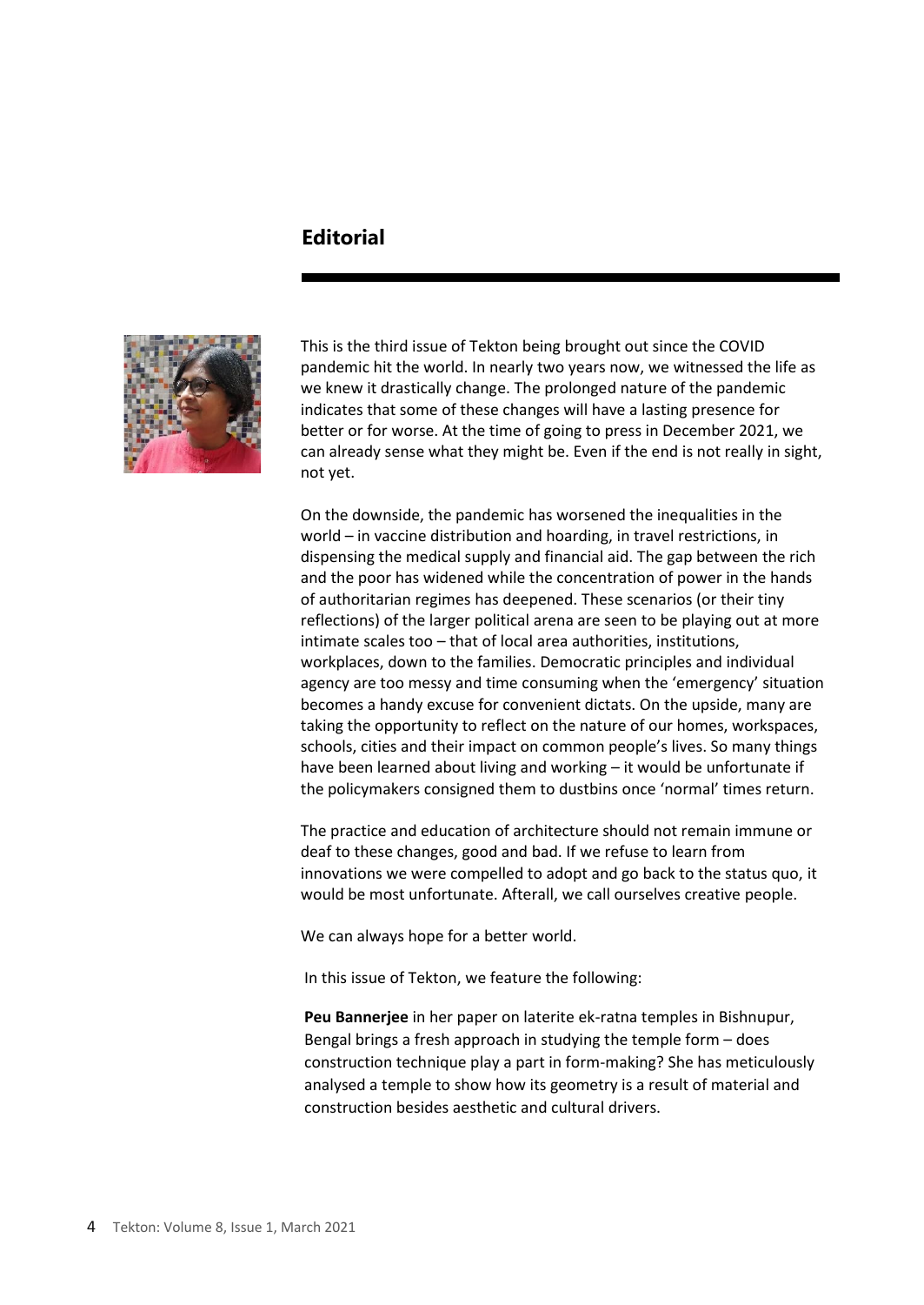# Editorial

This is the third issue of Tekton being brought out since the COVID pandemic hit the world. In nearly two years now, we witnessed the life as we knew it drastically change. The prolonged nature of the pandemic indicates that some of these changes will have a lasting presence for better or for worse. At the time of going to press in December 2021, we can already sense what they might be. Even if the end is not really in sight, not yet.

On the downside, the pandemic has worsened the inequalities in the world – in vaccine distribution and hoarding, in travel restrictions, in dispensing the medical supply and financial aid. The gap between the rich and the poor has widened while the concentration of power in the hands of authoritarian regimes has deepened. These scenarios (or their tiny reflections) of the larger political arena are seen to be playing out at more intimate scales too – that of local area authorities, institutions, workplaces, down to the families. Democratic principles and individual agency are too messy and time consuming when the 'emergency' situation becomes a handy excuse for convenient dictats. On the upside, many are taking the opportunity to reflect on the nature of our homes, workspaces, schools, cities and their impact on common people's lives. So many things have been learned about living and working – it would be unfortunate if the policymakers consigned them to dustbins once 'normal' times return.

The practice and education of architecture should not remain immune or deaf to these changes, good and bad. If we refuse to learn from innovations we were compelled to adopt and go back to the status quo, it would be most unfortunate. Afterall, we call ourselves creative people.

We can always hope for a better world.

In this issue of Tekton, we feature the following:

**Peu Bannerjee** in her paper on laterite ek-ratna temples in Bishnupur, Bengal brings a fresh approach in studying the temple form – does construction technique play a part in form-making? She has meticulously analysed a temple to show how its geometry is a result of material and construction besides aesthetic and cultural drivers.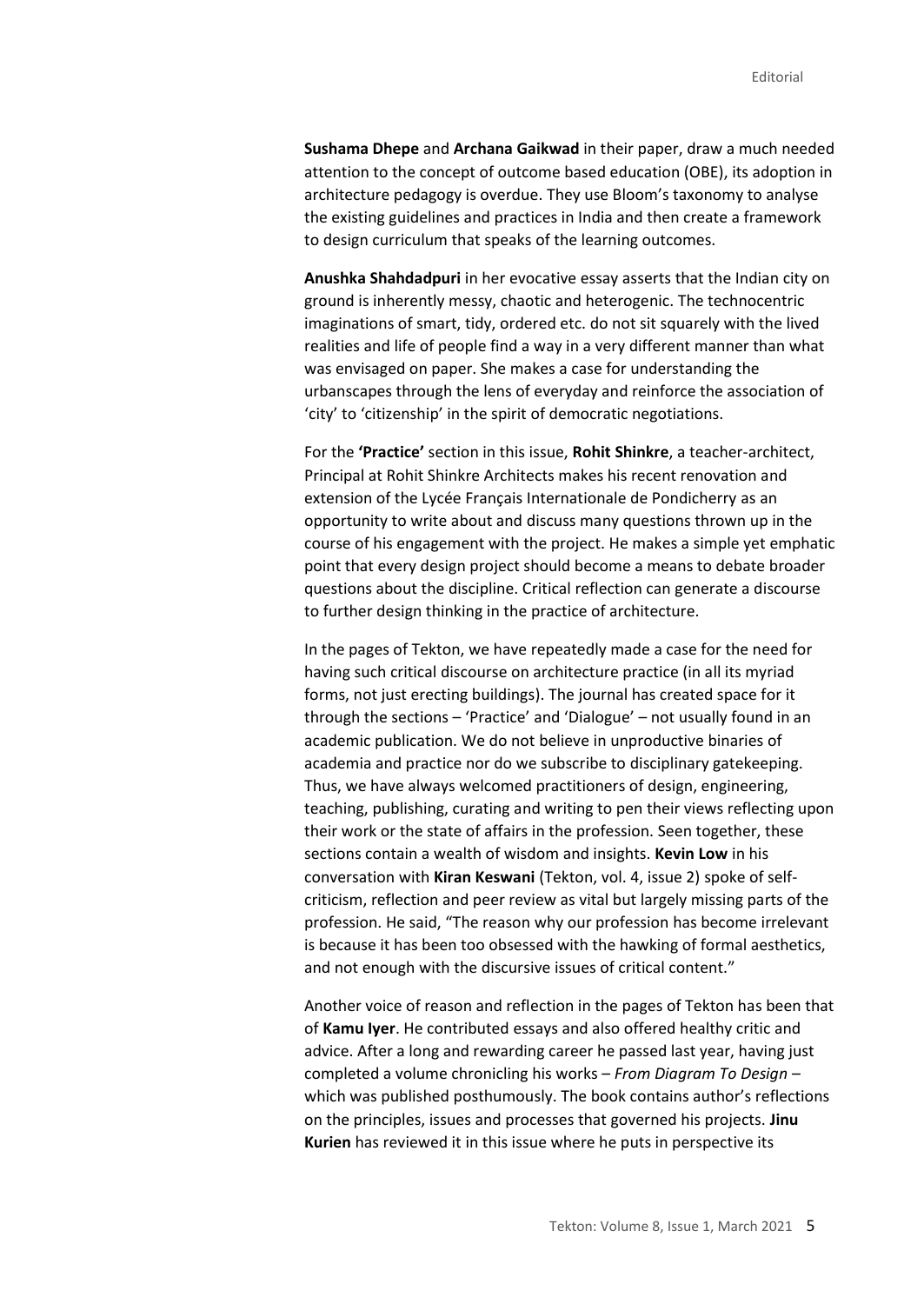**Sushama Dhepe** and **Archana Gaikwad** in their paper, draw a much needed attention to the concept of outcome based education (OBE), its adoption in architecture pedagogy is overdue. They use Bloom's taxonomy to analyse the existing guidelines and practices in India and then create a framework to design curriculum that speaks of the learning outcomes.

**Anushka Shahdadpuri** in her evocative essay asserts that the Indian city on ground is inherently messy, chaotic and heterogenic. The technocentric imaginations of smart, tidy, ordered etc. do not sit squarely with the lived realities and life of people find a way in a very different manner than what was envisaged on paper. She makes a case for understanding the urbanscapes through the lens of everyday and reinforce the association of 'city' to 'citizenship' in the spirit of democratic negotiations.

For the **'Practice'** section in this issue, **Rohit Shinkre**, a teacher-architect, Principal at Rohit Shinkre Architects makes his recent renovation and extension of the Lycée Français Internationale de Pondicherry as an opportunity to write about and discuss many questions thrown up in the course of his engagement with the project. He makes a simple yet emphatic point that every design project should become a means to debate broader questions about the discipline. Critical reflection can generate a discourse to further design thinking in the practice of architecture.

In the pages of Tekton, we have repeatedly made a case for the need for having such critical discourse on architecture practice (in all its myriad forms, not just erecting buildings). The journal has created space for it through the sections – 'Practice' and 'Dialogue' – not usually found in an academic publication. We do not believe in unproductive binaries of academia and practice nor do we subscribe to disciplinary gatekeeping. Thus, we have always welcomed practitioners of design, engineering, teaching, publishing, curating and writing to pen their views reflecting upon their work or the state of affairs in the profession. Seen together, these sections contain a wealth of wisdom and insights. **Kevin Low** in his conversation with **Kiran Keswani** (Tekton, vol. 4, issue 2) spoke of self-criticism, reflection and peer review as vital but largely missing parts of the profession. He said, "The reason why our profession has become irrelevant is because it has been too obsessed with the hawking of formal aesthetics, and not enough with the discursive issues of critical content."

Another voice of reason and reflection in the pages of Tekton has been that of **Kamu Iyer**. He contributed essays and also offered healthy critic and advice. After a long and rewarding career he passed last year, having just completed a volume chronicling his works – *From Diagram To Design* – which was published posthumously. The book contains author's reflections on the principles, issues and processes that governed his projects. **Jinu Kurien** has reviewed it in this issue where he puts in perspective its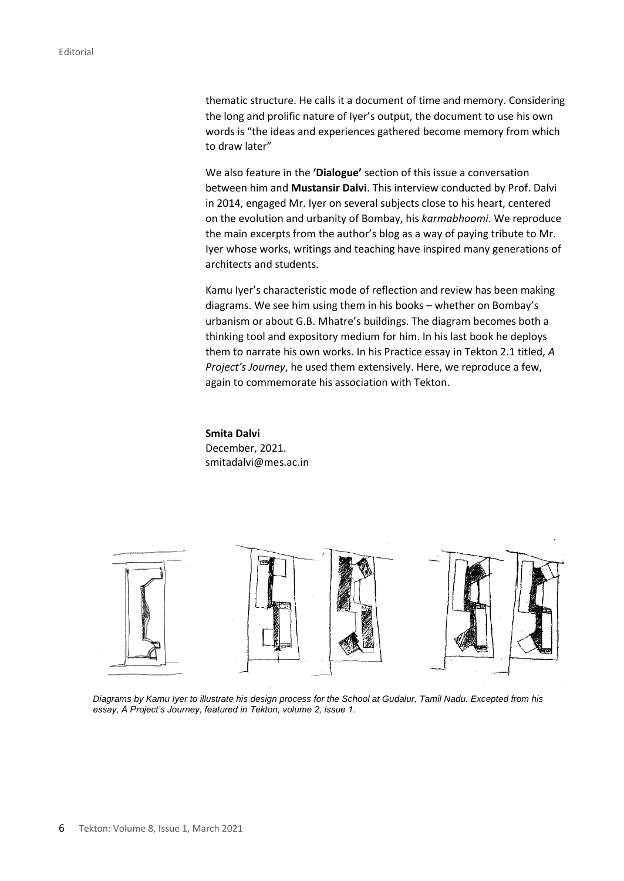thematic structure. He calls it a document of time and memory. Considering the long and prolific nature of Iyer's output, the document to use his own words is "the ideas and experiences gathered become memory from which to draw later"

We also feature in the **'Dialogue'** section of this issue a conversation between him and **Mustansir Dalvi**. This interview conducted by Prof. Dalvi in 2014, engaged Mr. Iyer on several subjects close to his heart, centered on the evolution and urbanity of Bombay, his *karmabhoomi*. We reproduce the main excerpts from the author's blog as a way of paying tribute to Mr. Iyer whose works, writings and teaching have inspired many generations of architects and students.

Kamu Iyer's characteristic mode of reflection and review has been making diagrams. We see him using them in his books – whether on Bombay's urbanism or about G.B. Mhatre's buildings. The diagram becomes both a thinking tool and expository medium for him. In his last book he deploys them to narrate his own works. In his Practice essay in Tekton 2.1 titled, *A Project's Journey*, he used them extensively. Here, we reproduce a few, again to commemorate his association with Tekton.

**Smita Dalvi**
December, 2021.
smitadalvi@mes.ac.in

*Diagrams by Kamu Iyer to illustrate his design process for the School at Gudalur, Tamil Nadu. Excepted from his essay, A Project's Journey, featured in Tekton, volume 2, issue 1.*